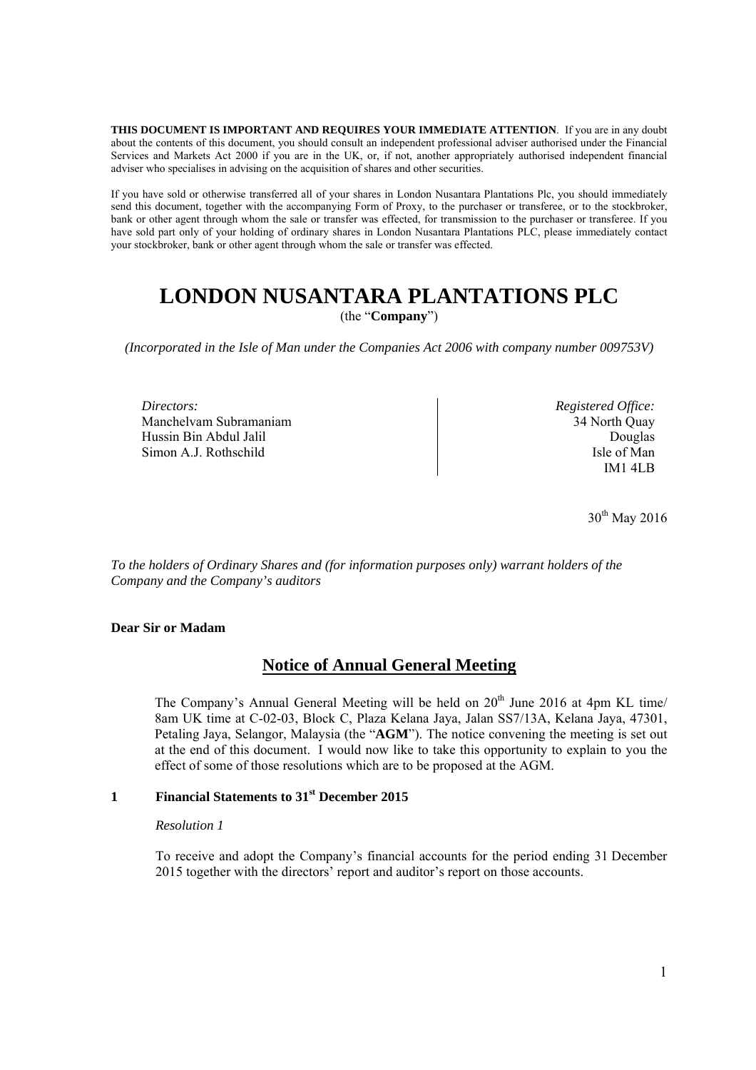**THIS DOCUMENT IS IMPORTANT AND REQUIRES YOUR IMMEDIATE ATTENTION**. If you are in any doubt about the contents of this document, you should consult an independent professional adviser authorised under the Financial Services and Markets Act 2000 if you are in the UK, or, if not, another appropriately authorised independent financial adviser who specialises in advising on the acquisition of shares and other securities.

If you have sold or otherwise transferred all of your shares in London Nusantara Plantations Plc, you should immediately send this document, together with the accompanying Form of Proxy, to the purchaser or transferee, or to the stockbroker, bank or other agent through whom the sale or transfer was effected, for transmission to the purchaser or transferee. If you have sold part only of your holding of ordinary shares in London Nusantara Plantations PLC, please immediately contact your stockbroker, bank or other agent through whom the sale or transfer was effected.

# LONDON NUSANTARA PLANTATIONS PLC

(the "**Company**")

*(Incorporated in the Isle of Man under the Companies Act 2006 with company number 009753V)*

| *Directors:* | *Registered Office:* |
|---|---|
| Manchelvam Subramaniam | 34 North Quay |
| Hussin Bin Abdul Jalil | Douglas |
| Simon A.J. Rothschild | Isle of Man |
| | IM1 4LB |

30th May 2016

*To the holders of Ordinary Shares and (for information purposes only) warrant holders of the Company and the Company's auditors*

**Dear Sir or Madam**

## Notice of Annual General Meeting

The Company's Annual General Meeting will be held on 20th June 2016 at 4pm KL time/ 8am UK time at C-02-03, Block C, Plaza Kelana Jaya, Jalan SS7/13A, Kelana Jaya, 47301, Petaling Jaya, Selangor, Malaysia (the "**AGM**"). The notice convening the meeting is set out at the end of this document. I would now like to take this opportunity to explain to you the effect of some of those resolutions which are to be proposed at the AGM.

### 1 Financial Statements to 31st December 2015

*Resolution 1*

To receive and adopt the Company's financial accounts for the period ending 31 December 2015 together with the directors' report and auditor's report on those accounts.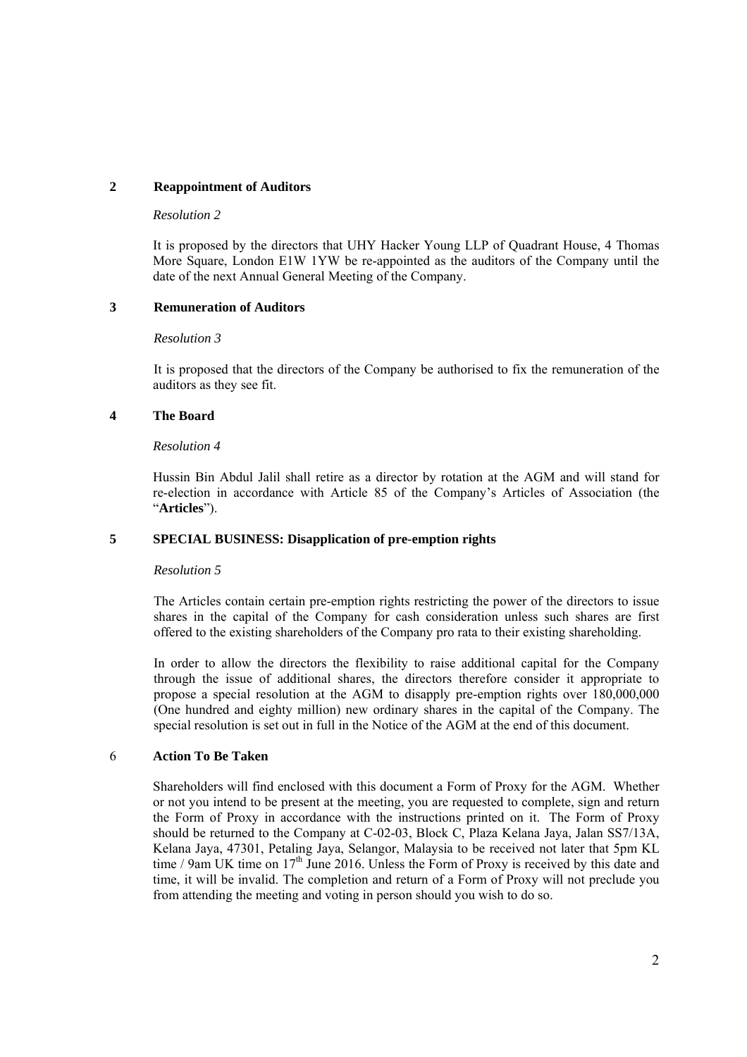## 2 Reappointment of Auditors

*Resolution 2*

It is proposed by the directors that UHY Hacker Young LLP of Quadrant House, 4 Thomas More Square, London E1W 1YW be re-appointed as the auditors of the Company until the date of the next Annual General Meeting of the Company.

## 3 Remuneration of Auditors

*Resolution 3*

It is proposed that the directors of the Company be authorised to fix the remuneration of the auditors as they see fit.

## 4 The Board

*Resolution 4*

Hussin Bin Abdul Jalil shall retire as a director by rotation at the AGM and will stand for re-election in accordance with Article 85 of the Company's Articles of Association (the "**Articles**").

## 5 SPECIAL BUSINESS: Disapplication of pre-emption rights

*Resolution 5*

The Articles contain certain pre-emption rights restricting the power of the directors to issue shares in the capital of the Company for cash consideration unless such shares are first offered to the existing shareholders of the Company pro rata to their existing shareholding.

In order to allow the directors the flexibility to raise additional capital for the Company through the issue of additional shares, the directors therefore consider it appropriate to propose a special resolution at the AGM to disapply pre-emption rights over 180,000,000 (One hundred and eighty million) new ordinary shares in the capital of the Company. The special resolution is set out in full in the Notice of the AGM at the end of this document.

## 6 Action To Be Taken

Shareholders will find enclosed with this document a Form of Proxy for the AGM. Whether or not you intend to be present at the meeting, you are requested to complete, sign and return the Form of Proxy in accordance with the instructions printed on it. The Form of Proxy should be returned to the Company at C-02-03, Block C, Plaza Kelana Jaya, Jalan SS7/13A, Kelana Jaya, 47301, Petaling Jaya, Selangor, Malaysia to be received not later that 5pm KL time / 9am UK time on 17th June 2016. Unless the Form of Proxy is received by this date and time, it will be invalid. The completion and return of a Form of Proxy will not preclude you from attending the meeting and voting in person should you wish to do so.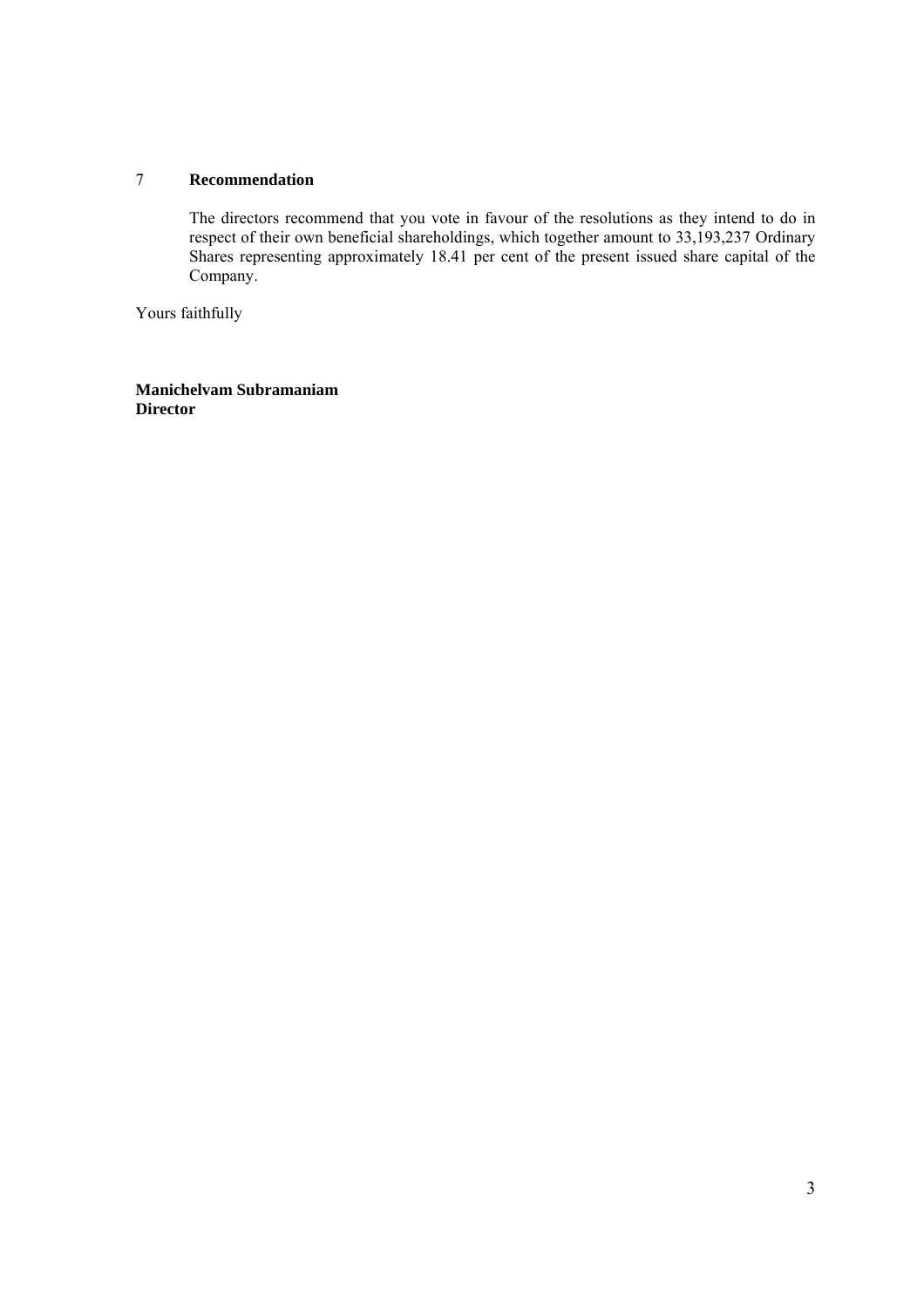## 7 Recommendation

The directors recommend that you vote in favour of the resolutions as they intend to do in respect of their own beneficial shareholdings, which together amount to 33,193,237 Ordinary Shares representing approximately 18.41 per cent of the present issued share capital of the Company.

Yours faithfully

**Manichelvam Subramaniam**
**Director**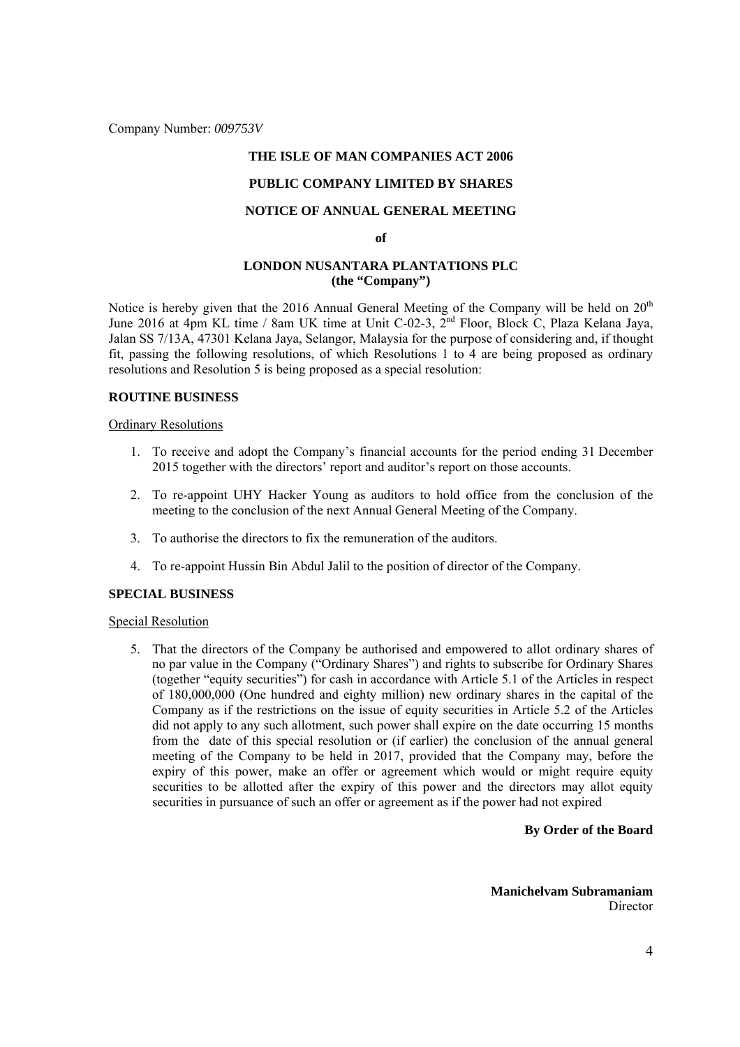Company Number: *009753V*

**THE ISLE OF MAN COMPANIES ACT 2006**

**PUBLIC COMPANY LIMITED BY SHARES**

**NOTICE OF ANNUAL GENERAL MEETING**

**of**

**LONDON NUSANTARA PLANTATIONS PLC**
**(the "Company")**

Notice is hereby given that the 2016 Annual General Meeting of the Company will be held on 20th June 2016 at 4pm KL time / 8am UK time at Unit C-02-3, 2nd Floor, Block C, Plaza Kelana Jaya, Jalan SS 7/13A, 47301 Kelana Jaya, Selangor, Malaysia for the purpose of considering and, if thought fit, passing the following resolutions, of which Resolutions 1 to 4 are being proposed as ordinary resolutions and Resolution 5 is being proposed as a special resolution:

**ROUTINE BUSINESS**

Ordinary Resolutions

1. To receive and adopt the Company's financial accounts for the period ending 31 December 2015 together with the directors' report and auditor's report on those accounts.
2. To re-appoint UHY Hacker Young as auditors to hold office from the conclusion of the meeting to the conclusion of the next Annual General Meeting of the Company.
3. To authorise the directors to fix the remuneration of the auditors.
4. To re-appoint Hussin Bin Abdul Jalil to the position of director of the Company.

**SPECIAL BUSINESS**

Special Resolution

5. That the directors of the Company be authorised and empowered to allot ordinary shares of no par value in the Company ("Ordinary Shares") and rights to subscribe for Ordinary Shares (together "equity securities") for cash in accordance with Article 5.1 of the Articles in respect of 180,000,000 (One hundred and eighty million) new ordinary shares in the capital of the Company as if the restrictions on the issue of equity securities in Article 5.2 of the Articles did not apply to any such allotment, such power shall expire on the date occurring 15 months from the date of this special resolution or (if earlier) the conclusion of the annual general meeting of the Company to be held in 2017, provided that the Company may, before the expiry of this power, make an offer or agreement which would or might require equity securities to be allotted after the expiry of this power and the directors may allot equity securities in pursuance of such an offer or agreement as if the power had not expired

**By Order of the Board**

**Manichelvam Subramaniam**
Director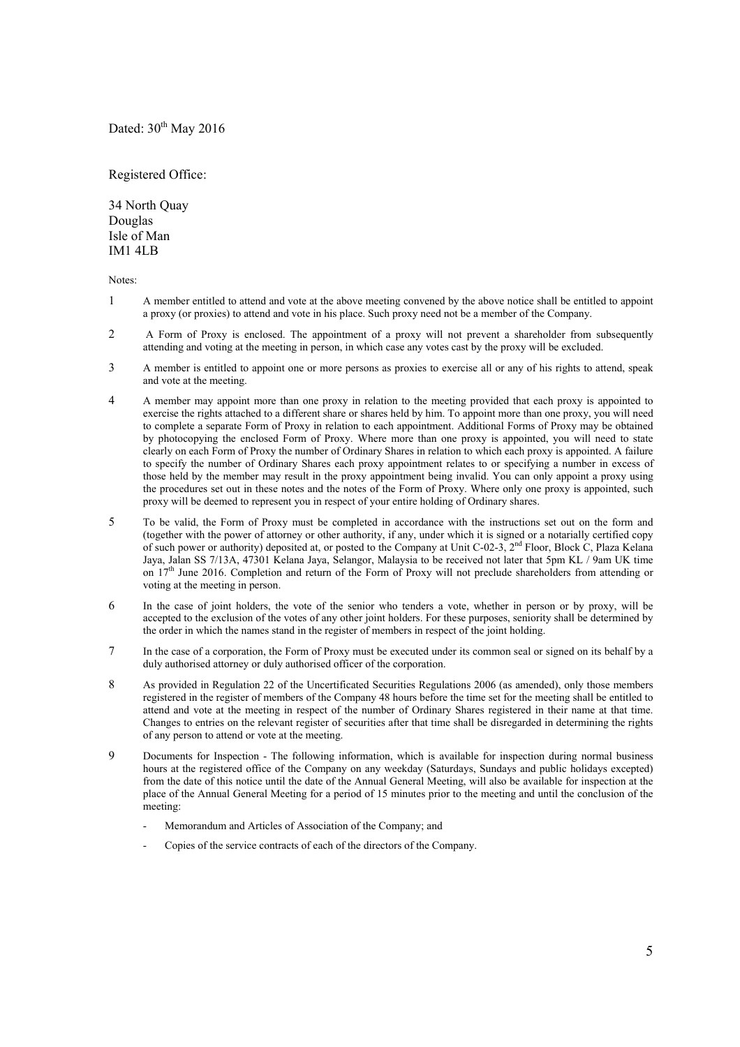Dated: 30th May 2016

Registered Office:

34 North Quay
Douglas
Isle of Man
IM1 4LB

Notes:

1. A member entitled to attend and vote at the above meeting convened by the above notice shall be entitled to appoint a proxy (or proxies) to attend and vote in his place. Such proxy need not be a member of the Company.

2. A Form of Proxy is enclosed. The appointment of a proxy will not prevent a shareholder from subsequently attending and voting at the meeting in person, in which case any votes cast by the proxy will be excluded.

3. A member is entitled to appoint one or more persons as proxies to exercise all or any of his rights to attend, speak and vote at the meeting.

4. A member may appoint more than one proxy in relation to the meeting provided that each proxy is appointed to exercise the rights attached to a different share or shares held by him. To appoint more than one proxy, you will need to complete a separate Form of Proxy in relation to each appointment. Additional Forms of Proxy may be obtained by photocopying the enclosed Form of Proxy. Where more than one proxy is appointed, you will need to state clearly on each Form of Proxy the number of Ordinary Shares in relation to which each proxy is appointed. A failure to specify the number of Ordinary Shares each proxy appointment relates to or specifying a number in excess of those held by the member may result in the proxy appointment being invalid. You can only appoint a proxy using the procedures set out in these notes and the notes of the Form of Proxy. Where only one proxy is appointed, such proxy will be deemed to represent you in respect of your entire holding of Ordinary shares.

5. To be valid, the Form of Proxy must be completed in accordance with the instructions set out on the form and (together with the power of attorney or other authority, if any, under which it is signed or a notarially certified copy of such power or authority) deposited at, or posted to the Company at Unit C-02-3, 2nd Floor, Block C, Plaza Kelana Jaya, Jalan SS 7/13A, 47301 Kelana Jaya, Selangor, Malaysia to be received not later that 5pm KL / 9am UK time on 17th June 2016. Completion and return of the Form of Proxy will not preclude shareholders from attending or voting at the meeting in person.

6. In the case of joint holders, the vote of the senior who tenders a vote, whether in person or by proxy, will be accepted to the exclusion of the votes of any other joint holders. For these purposes, seniority shall be determined by the order in which the names stand in the register of members in respect of the joint holding.

7. In the case of a corporation, the Form of Proxy must be executed under its common seal or signed on its behalf by a duly authorised attorney or duly authorised officer of the corporation.

8. As provided in Regulation 22 of the Uncertificated Securities Regulations 2006 (as amended), only those members registered in the register of members of the Company 48 hours before the time set for the meeting shall be entitled to attend and vote at the meeting in respect of the number of Ordinary Shares registered in their name at that time. Changes to entries on the relevant register of securities after that time shall be disregarded in determining the rights of any person to attend or vote at the meeting.

9. Documents for Inspection - The following information, which is available for inspection during normal business hours at the registered office of the Company on any weekday (Saturdays, Sundays and public holidays excepted) from the date of this notice until the date of the Annual General Meeting, will also be available for inspection at the place of the Annual General Meeting for a period of 15 minutes prior to the meeting and until the conclusion of the meeting:

    - Memorandum and Articles of Association of the Company; and
    - Copies of the service contracts of each of the directors of the Company.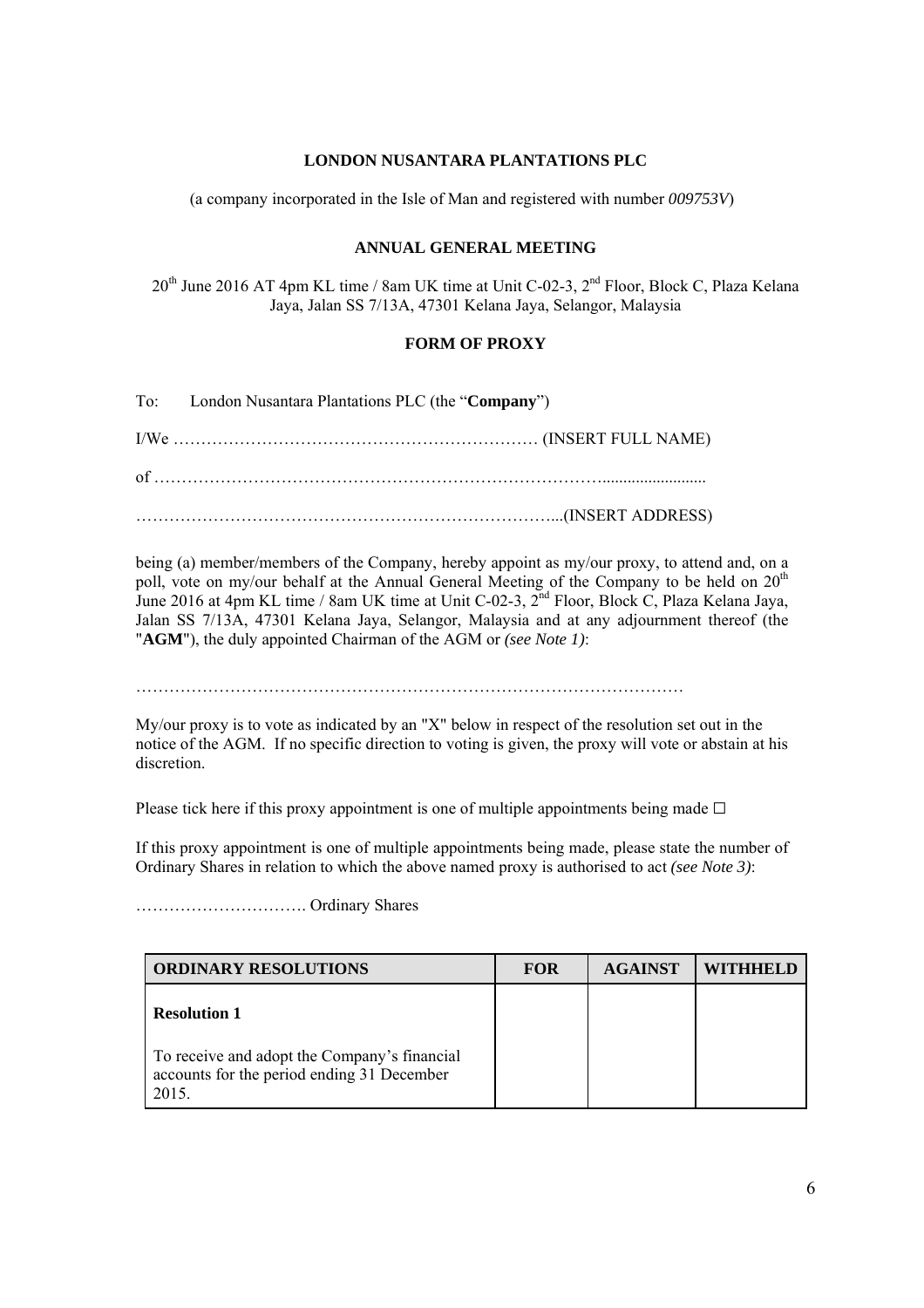**LONDON NUSANTARA PLANTATIONS PLC**

(a company incorporated in the Isle of Man and registered with number *009753V*)

**ANNUAL GENERAL MEETING**

20th June 2016 AT 4pm KL time / 8am UK time at Unit C-02-3, 2nd Floor, Block C, Plaza Kelana Jaya, Jalan SS 7/13A, 47301 Kelana Jaya, Selangor, Malaysia

**FORM OF PROXY**

To: London Nusantara Plantations PLC (the "**Company**")

I/We ………………………………………………………… (INSERT FULL NAME)

of ……………………………………………………………………........................

………………………………………………………………...(INSERT ADDRESS)

being (a) member/members of the Company, hereby appoint as my/our proxy, to attend and, on a poll, vote on my/our behalf at the Annual General Meeting of the Company to be held on 20th June 2016 at 4pm KL time / 8am UK time at Unit C-02-3, 2nd Floor, Block C, Plaza Kelana Jaya, Jalan SS 7/13A, 47301 Kelana Jaya, Selangor, Malaysia and at any adjournment thereof (the "**AGM**"), the duly appointed Chairman of the AGM or *(see Note 1)*:

………………………………………………………………………………………

My/our proxy is to vote as indicated by an "X" below in respect of the resolution set out in the notice of the AGM. If no specific direction to voting is given, the proxy will vote or abstain at his discretion.

Please tick here if this proxy appointment is one of multiple appointments being made ☐

If this proxy appointment is one of multiple appointments being made, please state the number of Ordinary Shares in relation to which the above named proxy is authorised to act *(see Note 3)*:

…………………………. Ordinary Shares

| **ORDINARY RESOLUTIONS** | **FOR** | **AGAINST** | **WITHHELD** |
|---|---|---|---|
| **Resolution 1**<br><br>To receive and adopt the Company's financial accounts for the period ending 31 December 2015. | | | |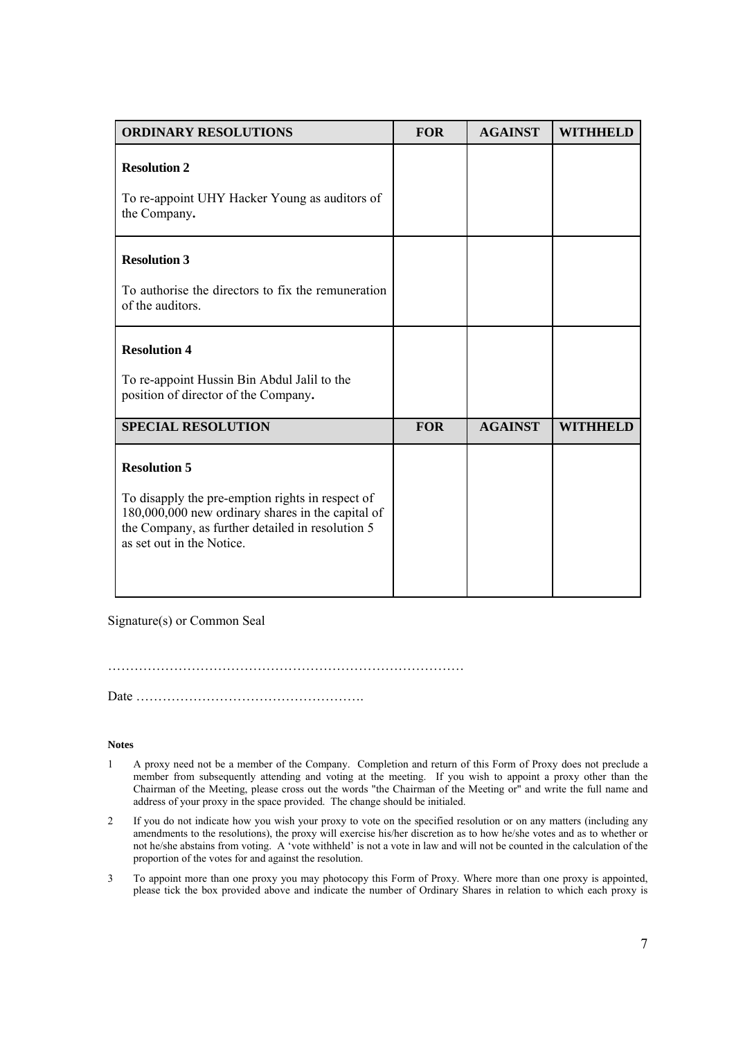| ORDINARY RESOLUTIONS | FOR | AGAINST | WITHHELD |
| --- | --- | --- | --- |
| **Resolution 2**<br><br>To re-appoint UHY Hacker Young as auditors of the Company**.** | | | |
| **Resolution 3**<br><br>To authorise the directors to fix the remuneration of the auditors. | | | |
| **Resolution 4**<br><br>To re-appoint Hussin Bin Abdul Jalil to the position of director of the Company**.** | | | |
| **SPECIAL RESOLUTION** | **FOR** | **AGAINST** | **WITHHELD** |
| **Resolution 5**<br><br>To disapply the pre-emption rights in respect of 180,000,000 new ordinary shares in the capital of the Company, as further detailed in resolution 5 as set out in the Notice. | | | |

Signature(s) or Common Seal

………………………………………………………………………

Date …………………………………………….

**Notes**

1. A proxy need not be a member of the Company. Completion and return of this Form of Proxy does not preclude a member from subsequently attending and voting at the meeting. If you wish to appoint a proxy other than the Chairman of the Meeting, please cross out the words "the Chairman of the Meeting or" and write the full name and address of your proxy in the space provided. The change should be initialed.

2. If you do not indicate how you wish your proxy to vote on the specified resolution or on any matters (including any amendments to the resolutions), the proxy will exercise his/her discretion as to how he/she votes and as to whether or not he/she abstains from voting. A 'vote withheld' is not a vote in law and will not be counted in the calculation of the proportion of the votes for and against the resolution.

3. To appoint more than one proxy you may photocopy this Form of Proxy. Where more than one proxy is appointed, please tick the box provided above and indicate the number of Ordinary Shares in relation to which each proxy is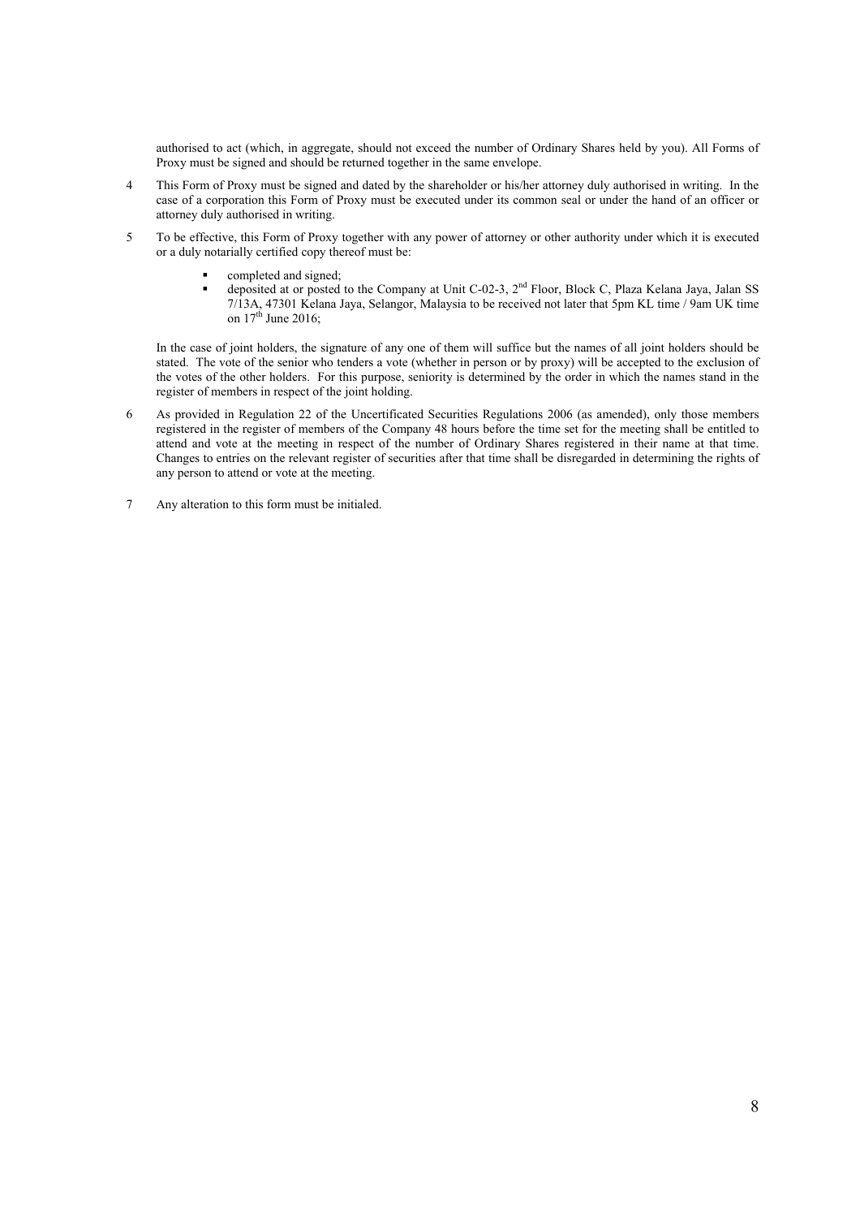authorised to act (which, in aggregate, should not exceed the number of Ordinary Shares held by you). All Forms of Proxy must be signed and should be returned together in the same envelope.

4 This Form of Proxy must be signed and dated by the shareholder or his/her attorney duly authorised in writing. In the case of a corporation this Form of Proxy must be executed under its common seal or under the hand of an officer or attorney duly authorised in writing.

5 To be effective, this Form of Proxy together with any power of attorney or other authority under which it is executed or a duly notarially certified copy thereof must be:

- completed and signed;
- deposited at or posted to the Company at Unit C-02-3, 2nd Floor, Block C, Plaza Kelana Jaya, Jalan SS 7/13A, 47301 Kelana Jaya, Selangor, Malaysia to be received not later that 5pm KL time / 9am UK time on 17th June 2016;

In the case of joint holders, the signature of any one of them will suffice but the names of all joint holders should be stated. The vote of the senior who tenders a vote (whether in person or by proxy) will be accepted to the exclusion of the votes of the other holders. For this purpose, seniority is determined by the order in which the names stand in the register of members in respect of the joint holding.

6 As provided in Regulation 22 of the Uncertificated Securities Regulations 2006 (as amended), only those members registered in the register of members of the Company 48 hours before the time set for the meeting shall be entitled to attend and vote at the meeting in respect of the number of Ordinary Shares registered in their name at that time. Changes to entries on the relevant register of securities after that time shall be disregarded in determining the rights of any person to attend or vote at the meeting.

7 Any alteration to this form must be initialed.